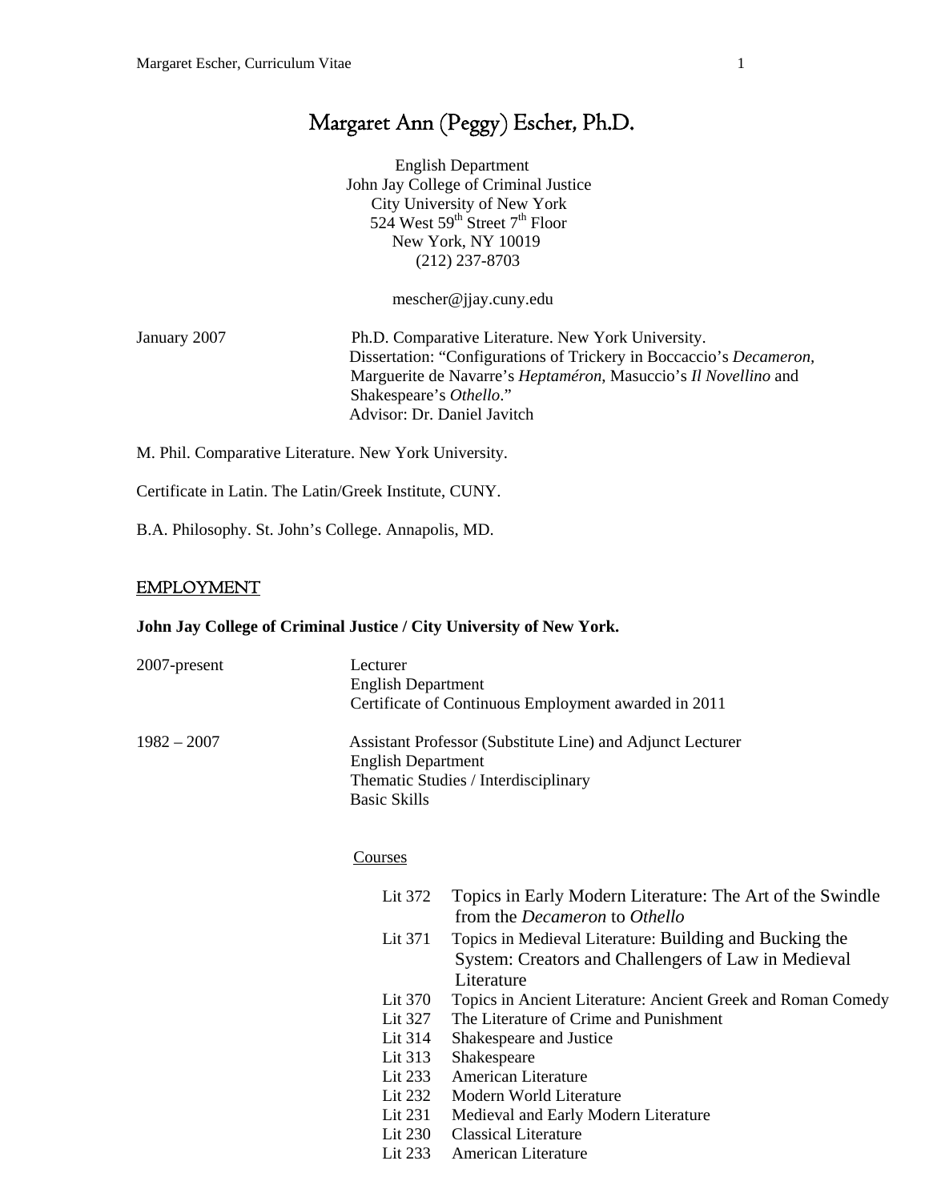# Margaret Ann (Peggy) Escher, Ph.D.

English Department
John Jay College of Criminal Justice
City University of New York
524 West 59th Street 7th Floor
New York, NY 10019
(212) 237-8703

mescher@jjay.cuny.edu

January 2007 — Ph.D. Comparative Literature. New York University.
Dissertation: "Configurations of Trickery in Boccaccio's *Decameron*, Marguerite de Navarre's *Heptaméron*, Masuccio's *Il Novellino* and Shakespeare's *Othello*."
Advisor: Dr. Daniel Javitch

M. Phil. Comparative Literature. New York University.

Certificate in Latin. The Latin/Greek Institute, CUNY.

B.A. Philosophy. St. John's College. Annapolis, MD.

## EMPLOYMENT

**John Jay College of Criminal Justice / City University of New York.**

2007-present — Lecturer
English Department
Certificate of Continuous Employment awarded in 2011

1982 – 2007 — Assistant Professor (Substitute Line) and Adjunct Lecturer
English Department
Thematic Studies / Interdisciplinary
Basic Skills

Courses

- Lit 372 Topics in Early Modern Literature: The Art of the Swindle from the *Decameron* to *Othello*
- Lit 371 Topics in Medieval Literature: Building and Bucking the System: Creators and Challengers of Law in Medieval Literature
- Lit 370 Topics in Ancient Literature: Ancient Greek and Roman Comedy
- Lit 327 The Literature of Crime and Punishment
- Lit 314 Shakespeare and Justice
- Lit 313 Shakespeare
- Lit 233 American Literature
- Lit 232 Modern World Literature
- Lit 231 Medieval and Early Modern Literature
- Lit 230 Classical Literature
- Lit 233 American Literature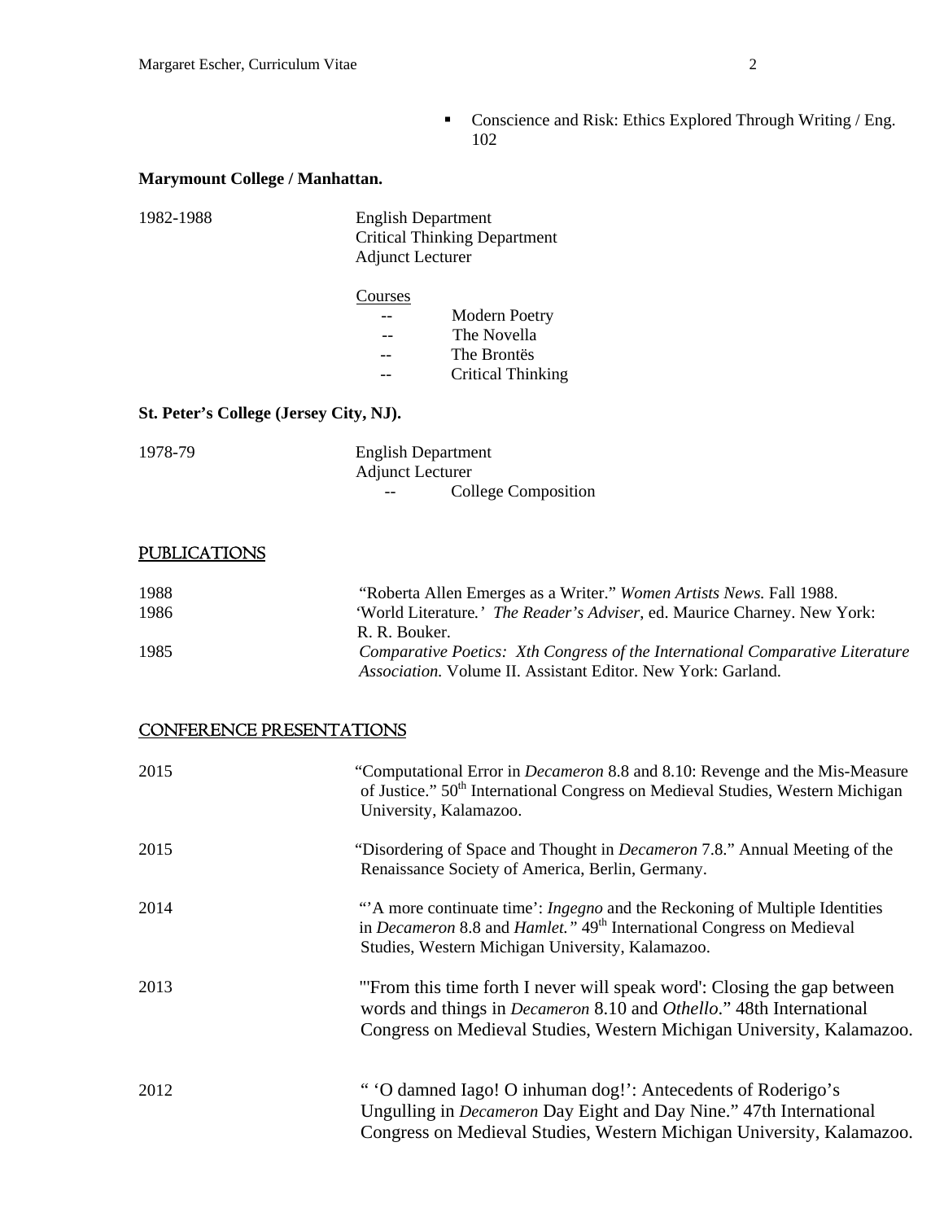- Conscience and Risk: Ethics Explored Through Writing / Eng. 102

**Marymount College / Manhattan.**

1982-1988 — English Department
Critical Thinking Department
Adjunct Lecturer

Courses
- -- Modern Poetry
- -- The Novella
- -- The Brontës
- -- Critical Thinking

**St. Peter's College (Jersey City, NJ).**

1978-79 — English Department
Adjunct Lecturer
- -- College Composition

## PUBLICATIONS

| | |
|---|---|
| 1988 | "Roberta Allen Emerges as a Writer." *Women Artists News.* Fall 1988. |
| 1986 | 'World Literature.' *The Reader's Adviser*, ed. Maurice Charney. New York: R. R. Bouker. |
| 1985 | *Comparative Poetics: Xth Congress of the International Comparative Literature Association.* Volume II. Assistant Editor. New York: Garland. |

## CONFERENCE PRESENTATIONS

| | |
|---|---|
| 2015 | "Computational Error in *Decameron* 8.8 and 8.10: Revenge and the Mis-Measure of Justice." 50th International Congress on Medieval Studies, Western Michigan University, Kalamazoo. |
| 2015 | "Disordering of Space and Thought in *Decameron* 7.8." Annual Meeting of the Renaissance Society of America, Berlin, Germany. |
| 2014 | "'A more continuate time': *Ingegno* and the Reckoning of Multiple Identities in *Decameron* 8.8 and *Hamlet."* 49th International Congress on Medieval Studies, Western Michigan University, Kalamazoo. |
| 2013 | "'From this time forth I never will speak word': Closing the gap between words and things in *Decameron* 8.10 and *Othello*." 48th International Congress on Medieval Studies, Western Michigan University, Kalamazoo. |
| 2012 | " 'O damned Iago! O inhuman dog!': Antecedents of Roderigo's Ungulling in *Decameron* Day Eight and Day Nine." 47th International Congress on Medieval Studies, Western Michigan University, Kalamazoo. |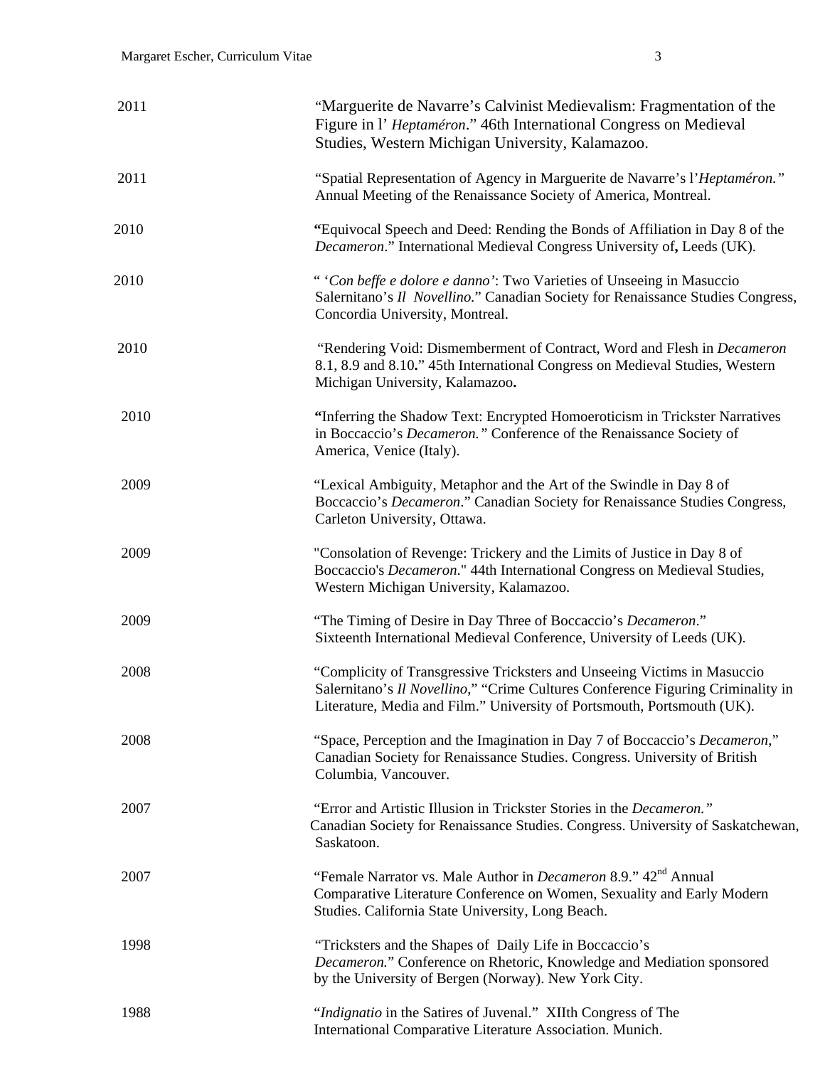2011 — "Marguerite de Navarre's Calvinist Medievalism: Fragmentation of the Figure in l' *Heptaméron*." 46th International Congress on Medieval Studies, Western Michigan University, Kalamazoo.

2011 — "Spatial Representation of Agency in Marguerite de Navarre's l'*Heptaméron."* Annual Meeting of the Renaissance Society of America, Montreal.

2010 — **"**Equivocal Speech and Deed: Rending the Bonds of Affiliation in Day 8 of the *Decameron*." International Medieval Congress University of**,** Leeds (UK).

2010 — " '*Con beffe e dolore e danno'*: Two Varieties of Unseeing in Masuccio Salernitano's *Il Novellino.*" Canadian Society for Renaissance Studies Congress, Concordia University, Montreal.

2010 — "Rendering Void: Dismemberment of Contract, Word and Flesh in *Decameron* 8.1, 8.9 and 8.10**.**" 45th International Congress on Medieval Studies, Western Michigan University, Kalamazoo**.**

2010 — **"**Inferring the Shadow Text: Encrypted Homoeroticism in Trickster Narratives in Boccaccio's *Decameron."* Conference of the Renaissance Society of America, Venice (Italy).

2009 — "Lexical Ambiguity, Metaphor and the Art of the Swindle in Day 8 of Boccaccio's *Decameron*." Canadian Society for Renaissance Studies Congress, Carleton University, Ottawa.

2009 — "Consolation of Revenge: Trickery and the Limits of Justice in Day 8 of Boccaccio's *Decameron*." 44th International Congress on Medieval Studies, Western Michigan University, Kalamazoo.

2009 — "The Timing of Desire in Day Three of Boccaccio's *Decameron*." Sixteenth International Medieval Conference, University of Leeds (UK).

2008 — "Complicity of Transgressive Tricksters and Unseeing Victims in Masuccio Salernitano's *Il Novellino*," "Crime Cultures Conference Figuring Criminality in Literature, Media and Film." University of Portsmouth, Portsmouth (UK).

2008 — "Space, Perception and the Imagination in Day 7 of Boccaccio's *Decameron*," Canadian Society for Renaissance Studies. Congress. University of British Columbia, Vancouver.

2007 — "Error and Artistic Illusion in Trickster Stories in the *Decameron."* Canadian Society for Renaissance Studies. Congress. University of Saskatchewan, Saskatoon.

2007 — "Female Narrator vs. Male Author in *Decameron* 8.9." 42nd Annual Comparative Literature Conference on Women, Sexuality and Early Modern Studies. California State University, Long Beach.

1998 — "Tricksters and the Shapes of Daily Life in Boccaccio's *Decameron.*" Conference on Rhetoric, Knowledge and Mediation sponsored by the University of Bergen (Norway). New York City.

1988 — "*Indignatio* in the Satires of Juvenal." XIIth Congress of The International Comparative Literature Association. Munich.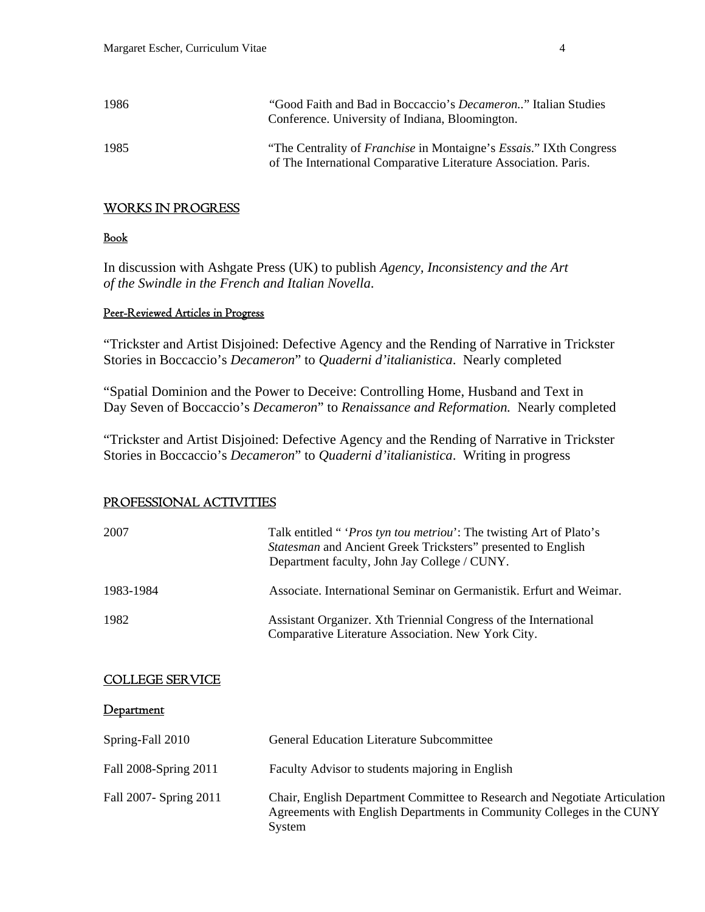| | |
|---|---|
| 1986 | "Good Faith and Bad in Boccaccio's *Decameron.*." Italian Studies Conference. University of Indiana, Bloomington. |
| 1985 | "The Centrality of *Franchise* in Montaigne's *Essais*." IXth Congress of The International Comparative Literature Association. Paris. |

## WORKS IN PROGRESS

### Book

In discussion with Ashgate Press (UK) to publish *Agency, Inconsistency and the Art of the Swindle in the French and Italian Novella*.

### Peer-Reviewed Articles in Progress

"Trickster and Artist Disjoined: Defective Agency and the Rending of Narrative in Trickster Stories in Boccaccio's *Decameron*" to *Quaderni d'italianistica*. Nearly completed

"Spatial Dominion and the Power to Deceive: Controlling Home, Husband and Text in Day Seven of Boccaccio's *Decameron*" to *Renaissance and Reformation.* Nearly completed

"Trickster and Artist Disjoined: Defective Agency and the Rending of Narrative in Trickster Stories in Boccaccio's *Decameron*" to *Quaderni d'italianistica*. Writing in progress

## PROFESSIONAL ACTIVITIES

| | |
|---|---|
| 2007 | Talk entitled " '*Pros tyn tou metriou*': The twisting Art of Plato's *Statesman* and Ancient Greek Tricksters" presented to English Department faculty, John Jay College / CUNY. |
| 1983-1984 | Associate. International Seminar on Germanistik. Erfurt and Weimar. |
| 1982 | Assistant Organizer. Xth Triennial Congress of the International Comparative Literature Association. New York City. |

## COLLEGE SERVICE

### Department

| | |
|---|---|
| Spring-Fall 2010 | General Education Literature Subcommittee |
| Fall 2008-Spring 2011 | Faculty Advisor to students majoring in English |
| Fall 2007- Spring 2011 | Chair, English Department Committee to Research and Negotiate Articulation Agreements with English Departments in Community Colleges in the CUNY System |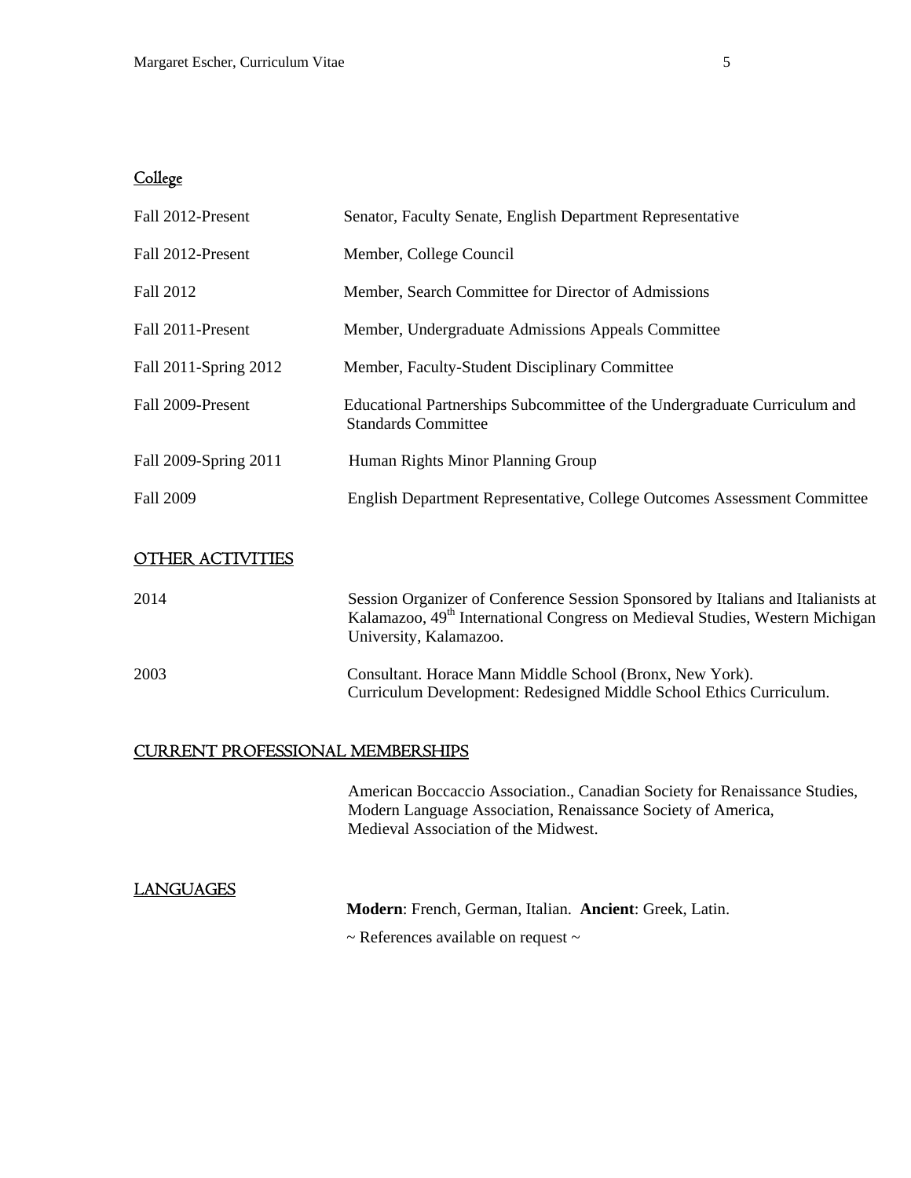### College

| | |
|---|---|
| Fall 2012-Present | Senator, Faculty Senate, English Department Representative |
| Fall 2012-Present | Member, College Council |
| Fall 2012 | Member, Search Committee for Director of Admissions |
| Fall 2011-Present | Member, Undergraduate Admissions Appeals Committee |
| Fall 2011-Spring 2012 | Member, Faculty-Student Disciplinary Committee |
| Fall 2009-Present | Educational Partnerships Subcommittee of the Undergraduate Curriculum and Standards Committee |
| Fall 2009-Spring 2011 | Human Rights Minor Planning Group |
| Fall 2009 | English Department Representative, College Outcomes Assessment Committee |

## OTHER ACTIVITIES

| | |
|---|---|
| 2014 | Session Organizer of Conference Session Sponsored by Italians and Italianists at Kalamazoo, 49th International Congress on Medieval Studies, Western Michigan University, Kalamazoo. |
| 2003 | Consultant. Horace Mann Middle School (Bronx, New York). Curriculum Development: Redesigned Middle School Ethics Curriculum. |

## CURRENT PROFESSIONAL MEMBERSHIPS

American Boccaccio Association., Canadian Society for Renaissance Studies, Modern Language Association, Renaissance Society of America, Medieval Association of the Midwest.

## LANGUAGES

**Modern**: French, German, Italian. **Ancient**: Greek, Latin.

~ References available on request ~